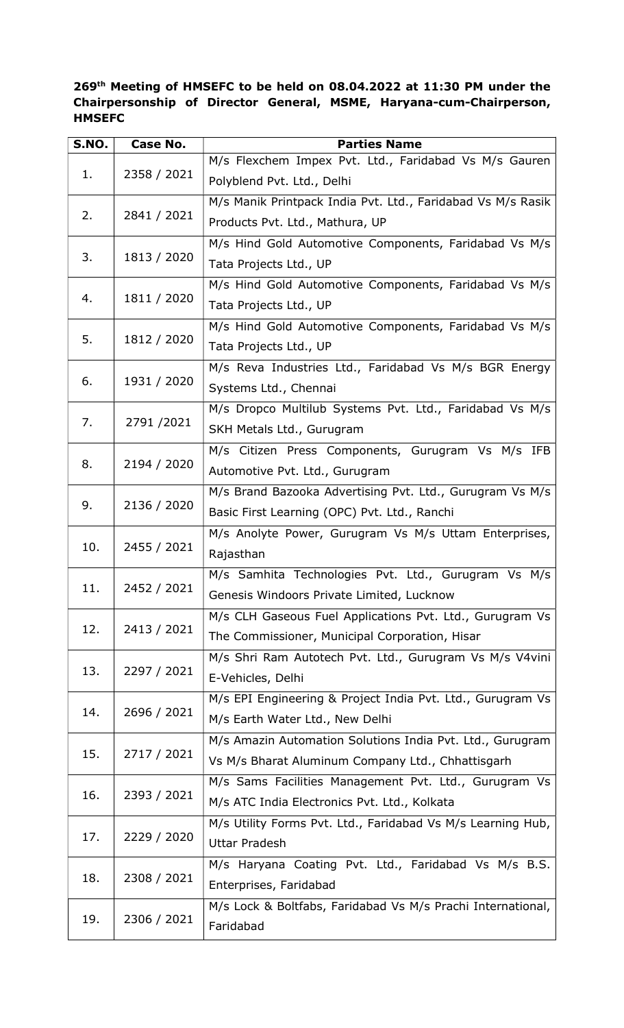**269th Meeting of HMSEFC to be held on 08.04.2022 at 11:30 PM under the Chairpersonship of Director General, MSME, Haryana-cum-Chairperson, HMSEFC**

| S.NO. | Case No. | Parties Name |
|---|---|---|
| 1. | 2358 / 2021 | M/s Flexchem Impex Pvt. Ltd., Faridabad Vs M/s Gauren Polyblend Pvt. Ltd., Delhi |
| 2. | 2841 / 2021 | M/s Manik Printpack India Pvt. Ltd., Faridabad Vs M/s Rasik Products Pvt. Ltd., Mathura, UP |
| 3. | 1813 / 2020 | M/s Hind Gold Automotive Components, Faridabad Vs M/s Tata Projects Ltd., UP |
| 4. | 1811 / 2020 | M/s Hind Gold Automotive Components, Faridabad Vs M/s Tata Projects Ltd., UP |
| 5. | 1812 / 2020 | M/s Hind Gold Automotive Components, Faridabad Vs M/s Tata Projects Ltd., UP |
| 6. | 1931 / 2020 | M/s Reva Industries Ltd., Faridabad Vs M/s BGR Energy Systems Ltd., Chennai |
| 7. | 2791 /2021 | M/s Dropco Multilub Systems Pvt. Ltd., Faridabad Vs M/s SKH Metals Ltd., Gurugram |
| 8. | 2194 / 2020 | M/s Citizen Press Components, Gurugram Vs M/s IFB Automotive Pvt. Ltd., Gurugram |
| 9. | 2136 / 2020 | M/s Brand Bazooka Advertising Pvt. Ltd., Gurugram Vs M/s Basic First Learning (OPC) Pvt. Ltd., Ranchi |
| 10. | 2455 / 2021 | M/s Anolyte Power, Gurugram Vs M/s Uttam Enterprises, Rajasthan |
| 11. | 2452 / 2021 | M/s Samhita Technologies Pvt. Ltd., Gurugram Vs M/s Genesis Windoors Private Limited, Lucknow |
| 12. | 2413 / 2021 | M/s CLH Gaseous Fuel Applications Pvt. Ltd., Gurugram Vs The Commissioner, Municipal Corporation, Hisar |
| 13. | 2297 / 2021 | M/s Shri Ram Autotech Pvt. Ltd., Gurugram Vs M/s V4vini E-Vehicles, Delhi |
| 14. | 2696 / 2021 | M/s EPI Engineering & Project India Pvt. Ltd., Gurugram Vs M/s Earth Water Ltd., New Delhi |
| 15. | 2717 / 2021 | M/s Amazin Automation Solutions India Pvt. Ltd., Gurugram Vs M/s Bharat Aluminum Company Ltd., Chhattisgarh |
| 16. | 2393 / 2021 | M/s Sams Facilities Management Pvt. Ltd., Gurugram Vs M/s ATC India Electronics Pvt. Ltd., Kolkata |
| 17. | 2229 / 2020 | M/s Utility Forms Pvt. Ltd., Faridabad Vs M/s Learning Hub, Uttar Pradesh |
| 18. | 2308 / 2021 | M/s Haryana Coating Pvt. Ltd., Faridabad Vs M/s B.S. Enterprises, Faridabad |
| 19. | 2306 / 2021 | M/s Lock & Boltfabs, Faridabad Vs M/s Prachi International, Faridabad |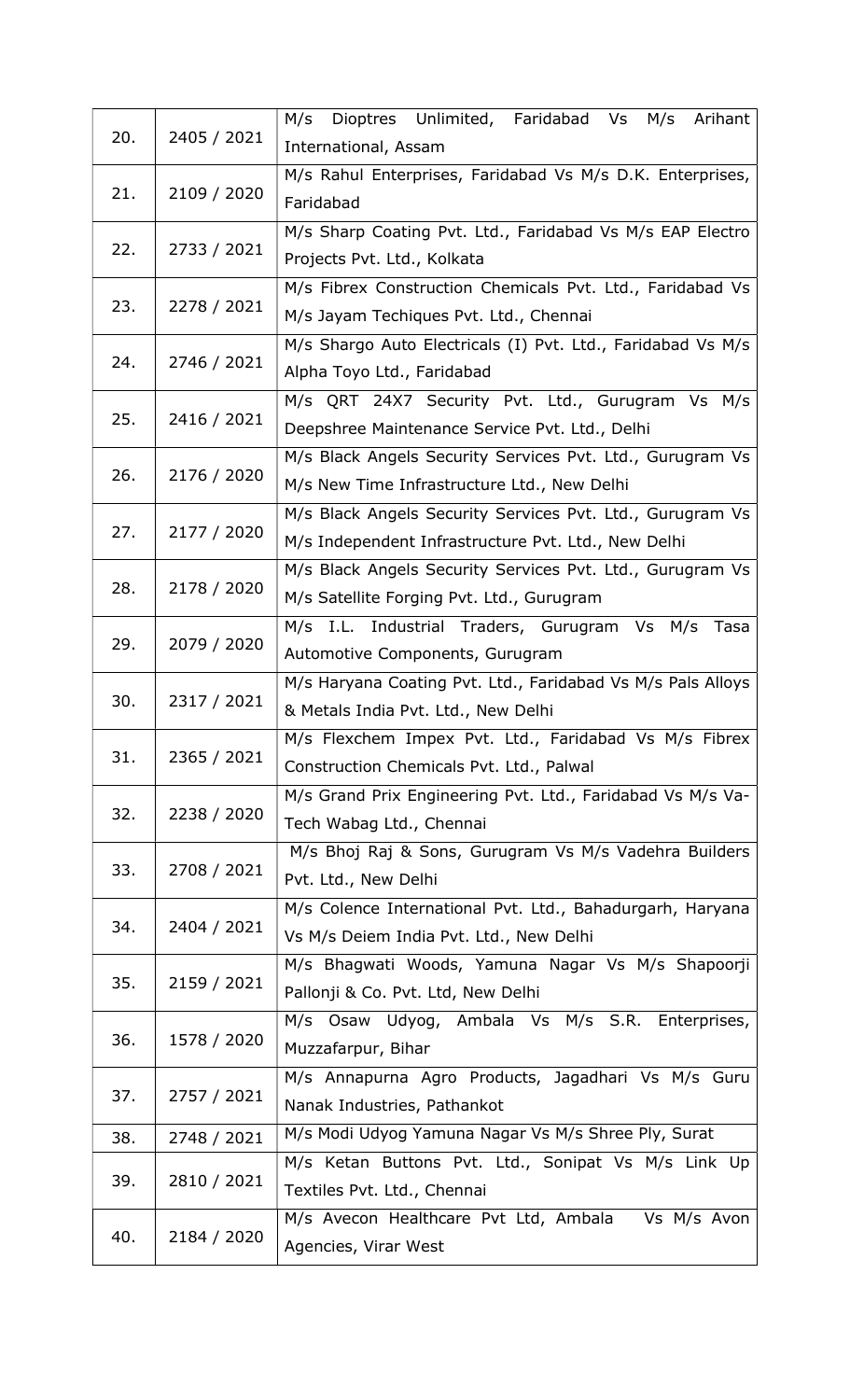| | | |
|---|---|---|
| 20. | 2405 / 2021 | M/s Dioptres Unlimited, Faridabad Vs M/s Arihant International, Assam |
| 21. | 2109 / 2020 | M/s Rahul Enterprises, Faridabad Vs M/s D.K. Enterprises, Faridabad |
| 22. | 2733 / 2021 | M/s Sharp Coating Pvt. Ltd., Faridabad Vs M/s EAP Electro Projects Pvt. Ltd., Kolkata |
| 23. | 2278 / 2021 | M/s Fibrex Construction Chemicals Pvt. Ltd., Faridabad Vs M/s Jayam Techiques Pvt. Ltd., Chennai |
| 24. | 2746 / 2021 | M/s Shargo Auto Electricals (I) Pvt. Ltd., Faridabad Vs M/s Alpha Toyo Ltd., Faridabad |
| 25. | 2416 / 2021 | M/s QRT 24X7 Security Pvt. Ltd., Gurugram Vs M/s Deepshree Maintenance Service Pvt. Ltd., Delhi |
| 26. | 2176 / 2020 | M/s Black Angels Security Services Pvt. Ltd., Gurugram Vs M/s New Time Infrastructure Ltd., New Delhi |
| 27. | 2177 / 2020 | M/s Black Angels Security Services Pvt. Ltd., Gurugram Vs M/s Independent Infrastructure Pvt. Ltd., New Delhi |
| 28. | 2178 / 2020 | M/s Black Angels Security Services Pvt. Ltd., Gurugram Vs M/s Satellite Forging Pvt. Ltd., Gurugram |
| 29. | 2079 / 2020 | M/s I.L. Industrial Traders, Gurugram Vs M/s Tasa Automotive Components, Gurugram |
| 30. | 2317 / 2021 | M/s Haryana Coating Pvt. Ltd., Faridabad Vs M/s Pals Alloys & Metals India Pvt. Ltd., New Delhi |
| 31. | 2365 / 2021 | M/s Flexchem Impex Pvt. Ltd., Faridabad Vs M/s Fibrex Construction Chemicals Pvt. Ltd., Palwal |
| 32. | 2238 / 2020 | M/s Grand Prix Engineering Pvt. Ltd., Faridabad Vs M/s Va-Tech Wabag Ltd., Chennai |
| 33. | 2708 / 2021 | M/s Bhoj Raj & Sons, Gurugram Vs M/s Vadehra Builders Pvt. Ltd., New Delhi |
| 34. | 2404 / 2021 | M/s Colence International Pvt. Ltd., Bahadurgarh, Haryana Vs M/s Deiem India Pvt. Ltd., New Delhi |
| 35. | 2159 / 2021 | M/s Bhagwati Woods, Yamuna Nagar Vs M/s Shapoorji Pallonji & Co. Pvt. Ltd, New Delhi |
| 36. | 1578 / 2020 | M/s Osaw Udyog, Ambala Vs M/s S.R. Enterprises, Muzzafarpur, Bihar |
| 37. | 2757 / 2021 | M/s Annapurna Agro Products, Jagadhari Vs M/s Guru Nanak Industries, Pathankot |
| 38. | 2748 / 2021 | M/s Modi Udyog Yamuna Nagar Vs M/s Shree Ply, Surat |
| 39. | 2810 / 2021 | M/s Ketan Buttons Pvt. Ltd., Sonipat Vs M/s Link Up Textiles Pvt. Ltd., Chennai |
| 40. | 2184 / 2020 | M/s Avecon Healthcare Pvt Ltd, Ambala Vs M/s Avon Agencies, Virar West |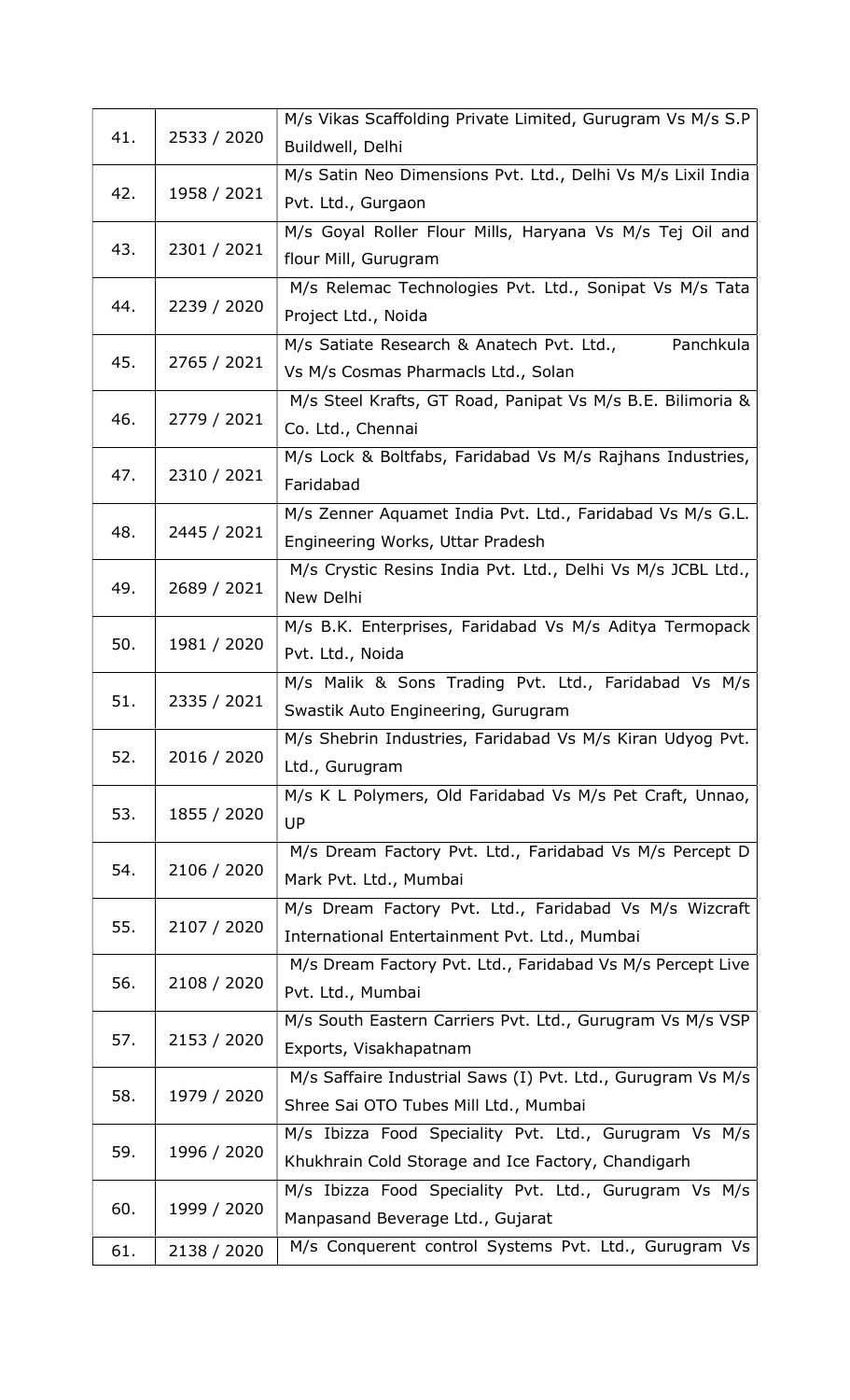| 41. | 2533 / 2020 | M/s Vikas Scaffolding Private Limited, Gurugram Vs M/s S.P Buildwell, Delhi |
|---|---|---|
| 42. | 1958 / 2021 | M/s Satin Neo Dimensions Pvt. Ltd., Delhi Vs M/s Lixil India Pvt. Ltd., Gurgaon |
| 43. | 2301 / 2021 | M/s Goyal Roller Flour Mills, Haryana Vs M/s Tej Oil and flour Mill, Gurugram |
| 44. | 2239 / 2020 | M/s Relemac Technologies Pvt. Ltd., Sonipat Vs M/s Tata Project Ltd., Noida |
| 45. | 2765 / 2021 | M/s Satiate Research & Anatech Pvt. Ltd., Panchkula Vs M/s Cosmas Pharmacls Ltd., Solan |
| 46. | 2779 / 2021 | M/s Steel Krafts, GT Road, Panipat Vs M/s B.E. Bilimoria & Co. Ltd., Chennai |
| 47. | 2310 / 2021 | M/s Lock & Boltfabs, Faridabad Vs M/s Rajhans Industries, Faridabad |
| 48. | 2445 / 2021 | M/s Zenner Aquamet India Pvt. Ltd., Faridabad Vs M/s G.L. Engineering Works, Uttar Pradesh |
| 49. | 2689 / 2021 | M/s Crystic Resins India Pvt. Ltd., Delhi Vs M/s JCBL Ltd., New Delhi |
| 50. | 1981 / 2020 | M/s B.K. Enterprises, Faridabad Vs M/s Aditya Termopack Pvt. Ltd., Noida |
| 51. | 2335 / 2021 | M/s Malik & Sons Trading Pvt. Ltd., Faridabad Vs M/s Swastik Auto Engineering, Gurugram |
| 52. | 2016 / 2020 | M/s Shebrin Industries, Faridabad Vs M/s Kiran Udyog Pvt. Ltd., Gurugram |
| 53. | 1855 / 2020 | M/s K L Polymers, Old Faridabad Vs M/s Pet Craft, Unnao, UP |
| 54. | 2106 / 2020 | M/s Dream Factory Pvt. Ltd., Faridabad Vs M/s Percept D Mark Pvt. Ltd., Mumbai |
| 55. | 2107 / 2020 | M/s Dream Factory Pvt. Ltd., Faridabad Vs M/s Wizcraft International Entertainment Pvt. Ltd., Mumbai |
| 56. | 2108 / 2020 | M/s Dream Factory Pvt. Ltd., Faridabad Vs M/s Percept Live Pvt. Ltd., Mumbai |
| 57. | 2153 / 2020 | M/s South Eastern Carriers Pvt. Ltd., Gurugram Vs M/s VSP Exports, Visakhapatnam |
| 58. | 1979 / 2020 | M/s Saffaire Industrial Saws (I) Pvt. Ltd., Gurugram Vs M/s Shree Sai OTO Tubes Mill Ltd., Mumbai |
| 59. | 1996 / 2020 | M/s Ibizza Food Speciality Pvt. Ltd., Gurugram Vs M/s Khukhrain Cold Storage and Ice Factory, Chandigarh |
| 60. | 1999 / 2020 | M/s Ibizza Food Speciality Pvt. Ltd., Gurugram Vs M/s Manpasand Beverage Ltd., Gujarat |
| 61. | 2138 / 2020 | M/s Conquerent control Systems Pvt. Ltd., Gurugram Vs |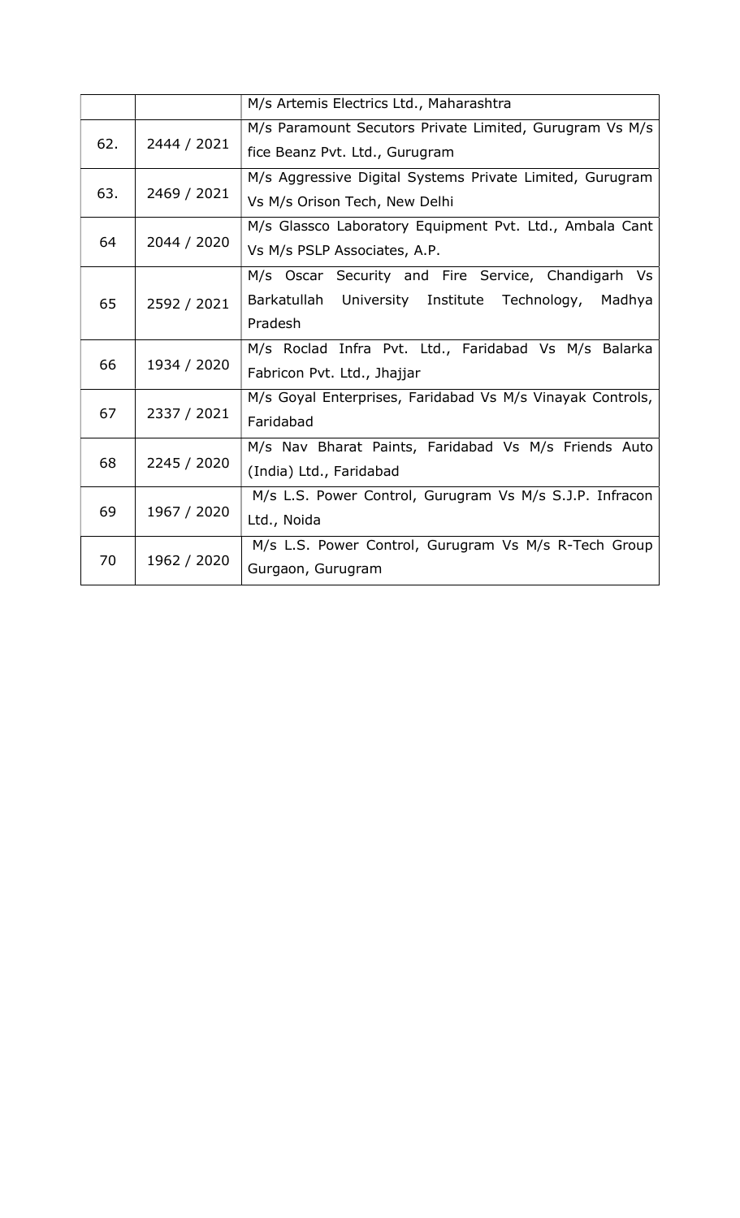| | | |
|---|---|---|
| | | M/s Artemis Electrics Ltd., Maharashtra |
| 62. | 2444 / 2021 | M/s Paramount Secutors Private Limited, Gurugram Vs M/s fice Beanz Pvt. Ltd., Gurugram |
| 63. | 2469 / 2021 | M/s Aggressive Digital Systems Private Limited, Gurugram Vs M/s Orison Tech, New Delhi |
| 64 | 2044 / 2020 | M/s Glassco Laboratory Equipment Pvt. Ltd., Ambala Cant Vs M/s PSLP Associates, A.P. |
| 65 | 2592 / 2021 | M/s Oscar Security and Fire Service, Chandigarh Vs Barkatullah University Institute Technology, Madhya Pradesh |
| 66 | 1934 / 2020 | M/s Roclad Infra Pvt. Ltd., Faridabad Vs M/s Balarka Fabricon Pvt. Ltd., Jhajjar |
| 67 | 2337 / 2021 | M/s Goyal Enterprises, Faridabad Vs M/s Vinayak Controls, Faridabad |
| 68 | 2245 / 2020 | M/s Nav Bharat Paints, Faridabad Vs M/s Friends Auto (India) Ltd., Faridabad |
| 69 | 1967 / 2020 | M/s L.S. Power Control, Gurugram Vs M/s S.J.P. Infracon Ltd., Noida |
| 70 | 1962 / 2020 | M/s L.S. Power Control, Gurugram Vs M/s R-Tech Group Gurgaon, Gurugram |